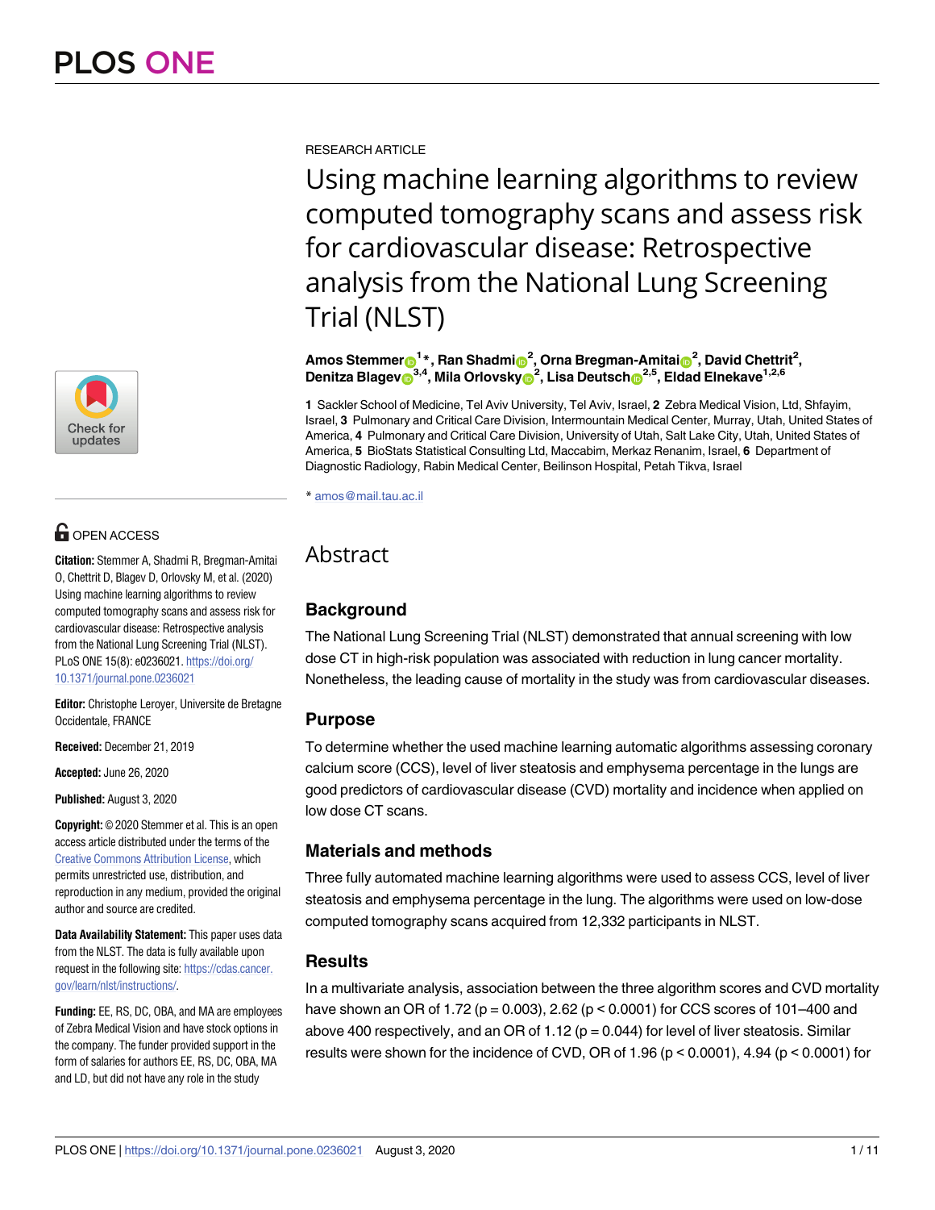RESEARCH ARTICLE

# Using machine learning algorithms to review computed tomography scans and assess risk for cardiovascular disease: Retrospective analysis from the National Lung Screening Trial (NLST)

**Amos Stemmer[1]*, Ran Shadmi[2], Orna Bregman-Amitai[2], David Chettrit[2], Denitza Blagev[3,4], Mila Orlovsky[2], Lisa Deutsch[2,5], Eldad Elnekave[1,2,6]**

**1** Sackler School of Medicine, Tel Aviv University, Tel Aviv, Israel, **2** Zebra Medical Vision, Ltd, Shfayim, Israel, **3** Pulmonary and Critical Care Division, Intermountain Medical Center, Murray, Utah, United States of America, **4** Pulmonary and Critical Care Division, University of Utah, Salt Lake City, Utah, United States of America, **5** BioStats Statistical Consulting Ltd, Maccabim, Merkaz Renanim, Israel, **6** Department of Diagnostic Radiology, Rabin Medical Center, Beilinson Hospital, Petah Tikva, Israel

* amos@mail.tau.ac.il

OPEN ACCESS

**Citation:** Stemmer A, Shadmi R, Bregman-Amitai O, Chettrit D, Blagev D, Orlovsky M, et al. (2020) Using machine learning algorithms to review computed tomography scans and assess risk for cardiovascular disease: Retrospective analysis from the National Lung Screening Trial (NLST). PLoS ONE 15(8): e0236021. https://doi.org/10.1371/journal.pone.0236021

**Editor:** Christophe Leroyer, Universite de Bretagne Occidentale, FRANCE

**Received:** December 21, 2019

**Accepted:** June 26, 2020

**Published:** August 3, 2020

**Copyright:** © 2020 Stemmer et al. This is an open access article distributed under the terms of the Creative Commons Attribution License, which permits unrestricted use, distribution, and reproduction in any medium, provided the original author and source are credited.

**Data Availability Statement:** This paper uses data from the NLST. The data is fully available upon request in the following site: https://cdas.cancer.gov/learn/nlst/instructions/.

**Funding:** EE, RS, DC, OBA, and MA are employees of Zebra Medical Vision and have stock options in the company. The funder provided support in the form of salaries for authors EE, RS, DC, OBA, MA and LD, but did not have any role in the study

## Abstract

### Background

The National Lung Screening Trial (NLST) demonstrated that annual screening with low dose CT in high-risk population was associated with reduction in lung cancer mortality. Nonetheless, the leading cause of mortality in the study was from cardiovascular diseases.

### Purpose

To determine whether the used machine learning automatic algorithms assessing coronary calcium score (CCS), level of liver steatosis and emphysema percentage in the lungs are good predictors of cardiovascular disease (CVD) mortality and incidence when applied on low dose CT scans.

### Materials and methods

Three fully automated machine learning algorithms were used to assess CCS, level of liver steatosis and emphysema percentage in the lung. The algorithms were used on low-dose computed tomography scans acquired from 12,332 participants in NLST.

### Results

In a multivariate analysis, association between the three algorithm scores and CVD mortality have shown an OR of 1.72 ($p = 0.003$), 2.62 ($p < 0.0001$) for CCS scores of 101–400 and above 400 respectively, and an OR of 1.12 ($p = 0.044$) for level of liver steatosis. Similar results were shown for the incidence of CVD, OR of 1.96 ($p < 0.0001$), 4.94 ($p < 0.0001$) for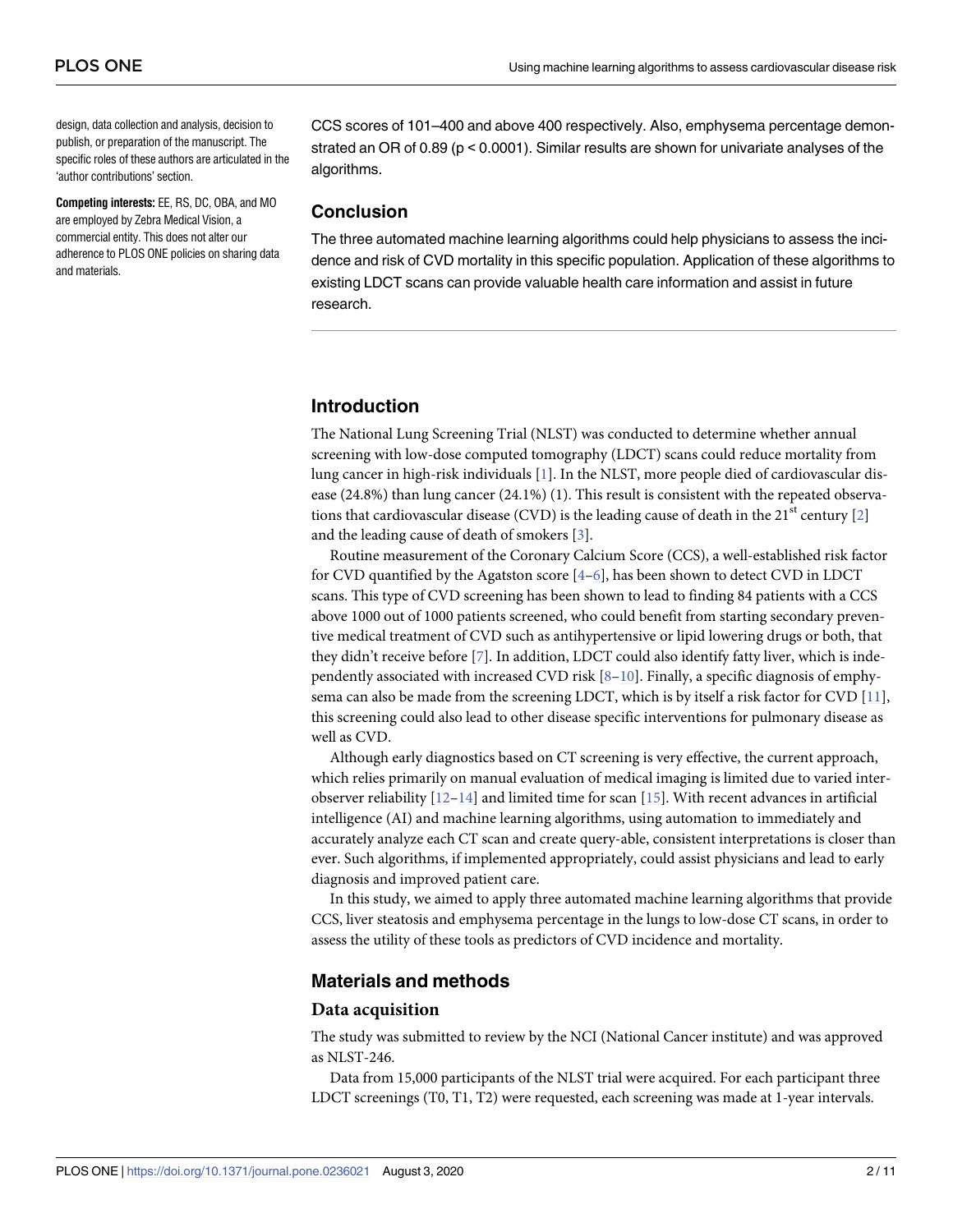design, data collection and analysis, decision to publish, or preparation of the manuscript. The specific roles of these authors are articulated in the 'author contributions' section.

**Competing interests:** EE, RS, DC, OBA, and MO are employed by Zebra Medical Vision, a commercial entity. This does not alter our adherence to PLOS ONE policies on sharing data and materials.

CCS scores of 101–400 and above 400 respectively. Also, emphysema percentage demonstrated an OR of 0.89 ($p < 0.0001$). Similar results are shown for univariate analyses of the algorithms.

## Conclusion

The three automated machine learning algorithms could help physicians to assess the incidence and risk of CVD mortality in this specific population. Application of these algorithms to existing LDCT scans can provide valuable health care information and assist in future research.

## Introduction

The National Lung Screening Trial (NLST) was conducted to determine whether annual screening with low-dose computed tomography (LDCT) scans could reduce mortality from lung cancer in high-risk individuals [1]. In the NLST, more people died of cardiovascular disease (24.8%) than lung cancer (24.1%) (1). This result is consistent with the repeated observations that cardiovascular disease (CVD) is the leading cause of death in the 21st century [2] and the leading cause of death of smokers [3].

Routine measurement of the Coronary Calcium Score (CCS), a well-established risk factor for CVD quantified by the Agatston score [4–6], has been shown to detect CVD in LDCT scans. This type of CVD screening has been shown to lead to finding 84 patients with a CCS above 1000 out of 1000 patients screened, who could benefit from starting secondary preventive medical treatment of CVD such as antihypertensive or lipid lowering drugs or both, that they didn't receive before [7]. In addition, LDCT could also identify fatty liver, which is independently associated with increased CVD risk [8–10]. Finally, a specific diagnosis of emphysema can also be made from the screening LDCT, which is by itself a risk factor for CVD [11], this screening could also lead to other disease specific interventions for pulmonary disease as well as CVD.

Although early diagnostics based on CT screening is very effective, the current approach, which relies primarily on manual evaluation of medical imaging is limited due to varied inter-observer reliability [12–14] and limited time for scan [15]. With recent advances in artificial intelligence (AI) and machine learning algorithms, using automation to immediately and accurately analyze each CT scan and create query-able, consistent interpretations is closer than ever. Such algorithms, if implemented appropriately, could assist physicians and lead to early diagnosis and improved patient care.

In this study, we aimed to apply three automated machine learning algorithms that provide CCS, liver steatosis and emphysema percentage in the lungs to low-dose CT scans, in order to assess the utility of these tools as predictors of CVD incidence and mortality.

## Materials and methods

### Data acquisition

The study was submitted to review by the NCI (National Cancer institute) and was approved as NLST-246.

Data from 15,000 participants of the NLST trial were acquired. For each participant three LDCT screenings (T0, T1, T2) were requested, each screening was made at 1-year intervals.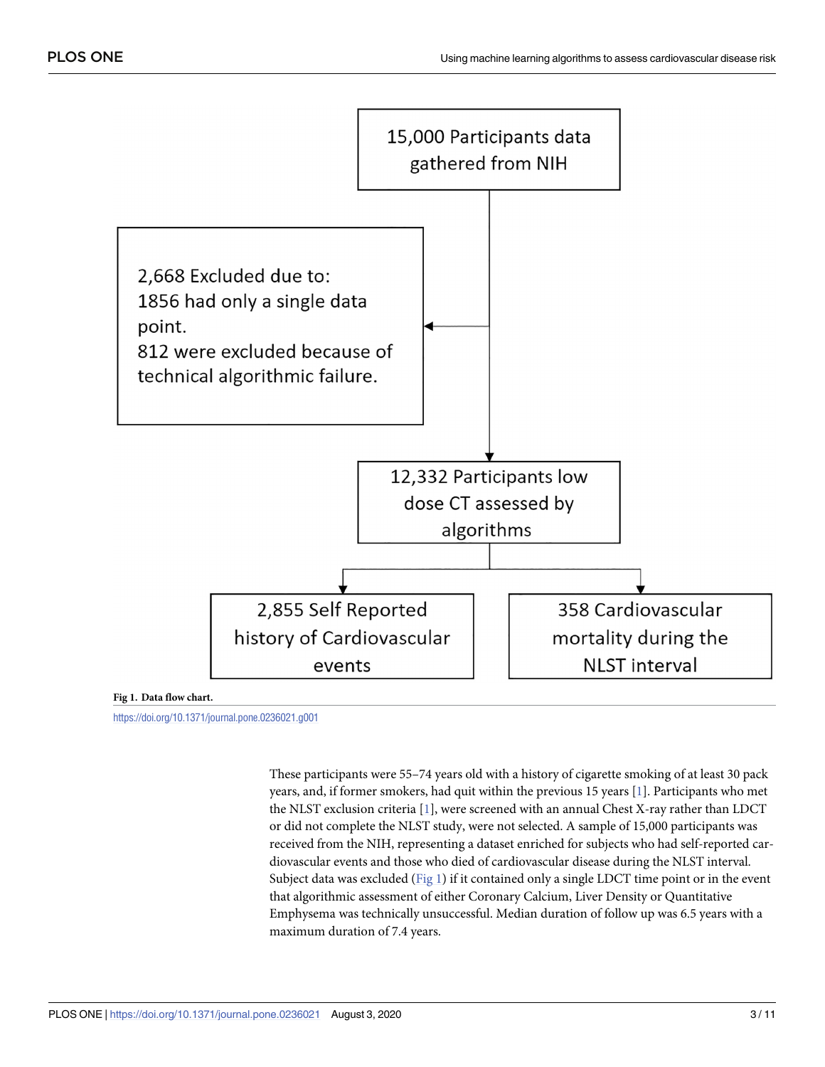15,000 Participants data gathered from NIH

2,668 Excluded due to:
1856 had only a single data point.
812 were excluded because of technical algorithmic failure.

12,332 Participants low dose CT assessed by algorithms

2,855 Self Reported history of Cardiovascular events

358 Cardiovascular mortality during the NLST interval

**Fig 1. Data flow chart.**

https://doi.org/10.1371/journal.pone.0236021.g001

These participants were 55–74 years old with a history of cigarette smoking of at least 30 pack years, and, if former smokers, had quit within the previous 15 years [1]. Participants who met the NLST exclusion criteria [1], were screened with an annual Chest X-ray rather than LDCT or did not complete the NLST study, were not selected. A sample of 15,000 participants was received from the NIH, representing a dataset enriched for subjects who had self-reported cardiovascular events and those who died of cardiovascular disease during the NLST interval. Subject data was excluded (Fig 1) if it contained only a single LDCT time point or in the event that algorithmic assessment of either Coronary Calcium, Liver Density or Quantitative Emphysema was technically unsuccessful. Median duration of follow up was 6.5 years with a maximum duration of 7.4 years.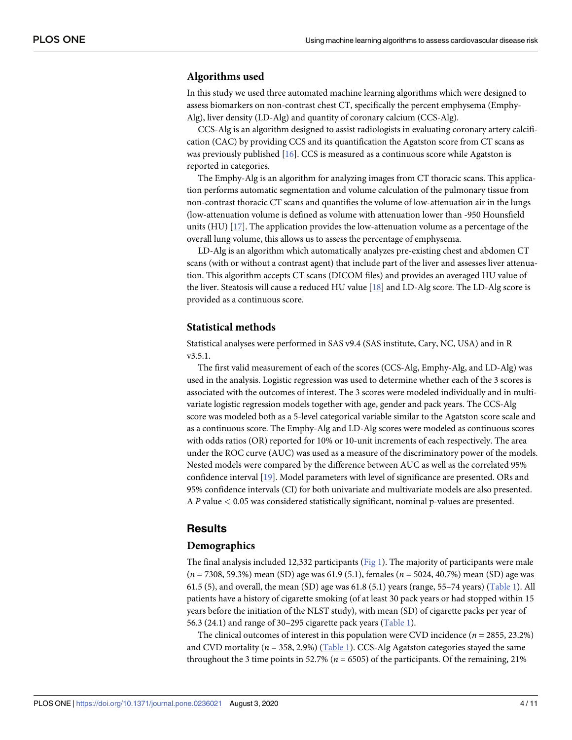### Algorithms used

In this study we used three automated machine learning algorithms which were designed to assess biomarkers on non-contrast chest CT, specifically the percent emphysema (Emphy-Alg), liver density (LD-Alg) and quantity of coronary calcium (CCS-Alg).

CCS-Alg is an algorithm designed to assist radiologists in evaluating coronary artery calcification (CAC) by providing CCS and its quantification the Agatston score from CT scans as was previously published [16]. CCS is measured as a continuous score while Agatston is reported in categories.

The Emphy-Alg is an algorithm for analyzing images from CT thoracic scans. This application performs automatic segmentation and volume calculation of the pulmonary tissue from non-contrast thoracic CT scans and quantifies the volume of low-attenuation air in the lungs (low-attenuation volume is defined as volume with attenuation lower than -950 Hounsfield units (HU) [17]. The application provides the low-attenuation volume as a percentage of the overall lung volume, this allows us to assess the percentage of emphysema.

LD-Alg is an algorithm which automatically analyzes pre-existing chest and abdomen CT scans (with or without a contrast agent) that include part of the liver and assesses liver attenuation. This algorithm accepts CT scans (DICOM files) and provides an averaged HU value of the liver. Steatosis will cause a reduced HU value [18] and LD-Alg score. The LD-Alg score is provided as a continuous score.

### Statistical methods

Statistical analyses were performed in SAS v9.4 (SAS institute, Cary, NC, USA) and in R v3.5.1.

The first valid measurement of each of the scores (CCS-Alg, Emphy-Alg, and LD-Alg) was used in the analysis. Logistic regression was used to determine whether each of the 3 scores is associated with the outcomes of interest. The 3 scores were modeled individually and in multivariate logistic regression models together with age, gender and pack years. The CCS-Alg score was modeled both as a 5-level categorical variable similar to the Agatston score scale and as a continuous score. The Emphy-Alg and LD-Alg scores were modeled as continuous scores with odds ratios (OR) reported for 10% or 10-unit increments of each respectively. The area under the ROC curve (AUC) was used as a measure of the discriminatory power of the models. Nested models were compared by the difference between AUC as well as the correlated 95% confidence interval [19]. Model parameters with level of significance are presented. ORs and 95% confidence intervals (CI) for both univariate and multivariate models are also presented. A *P* value $< 0.05$ was considered statistically significant, nominal p-values are presented.

## Results

### Demographics

The final analysis included 12,332 participants (Fig 1). The majority of participants were male ($n = 7308$, 59.3%) mean (SD) age was 61.9 (5.1), females ($n = 5024$, 40.7%) mean (SD) age was 61.5 (5), and overall, the mean (SD) age was 61.8 (5.1) years (range, 55–74 years) (Table 1). All patients have a history of cigarette smoking (of at least 30 pack years or had stopped within 15 years before the initiation of the NLST study), with mean (SD) of cigarette packs per year of 56.3 (24.1) and range of 30–295 cigarette pack years (Table 1).

The clinical outcomes of interest in this population were CVD incidence ($n = 2855$, 23.2%) and CVD mortality ($n = 358$, 2.9%) (Table 1). CCS-Alg Agatston categories stayed the same throughout the 3 time points in 52.7% ($n = 6505$) of the participants. Of the remaining, 21%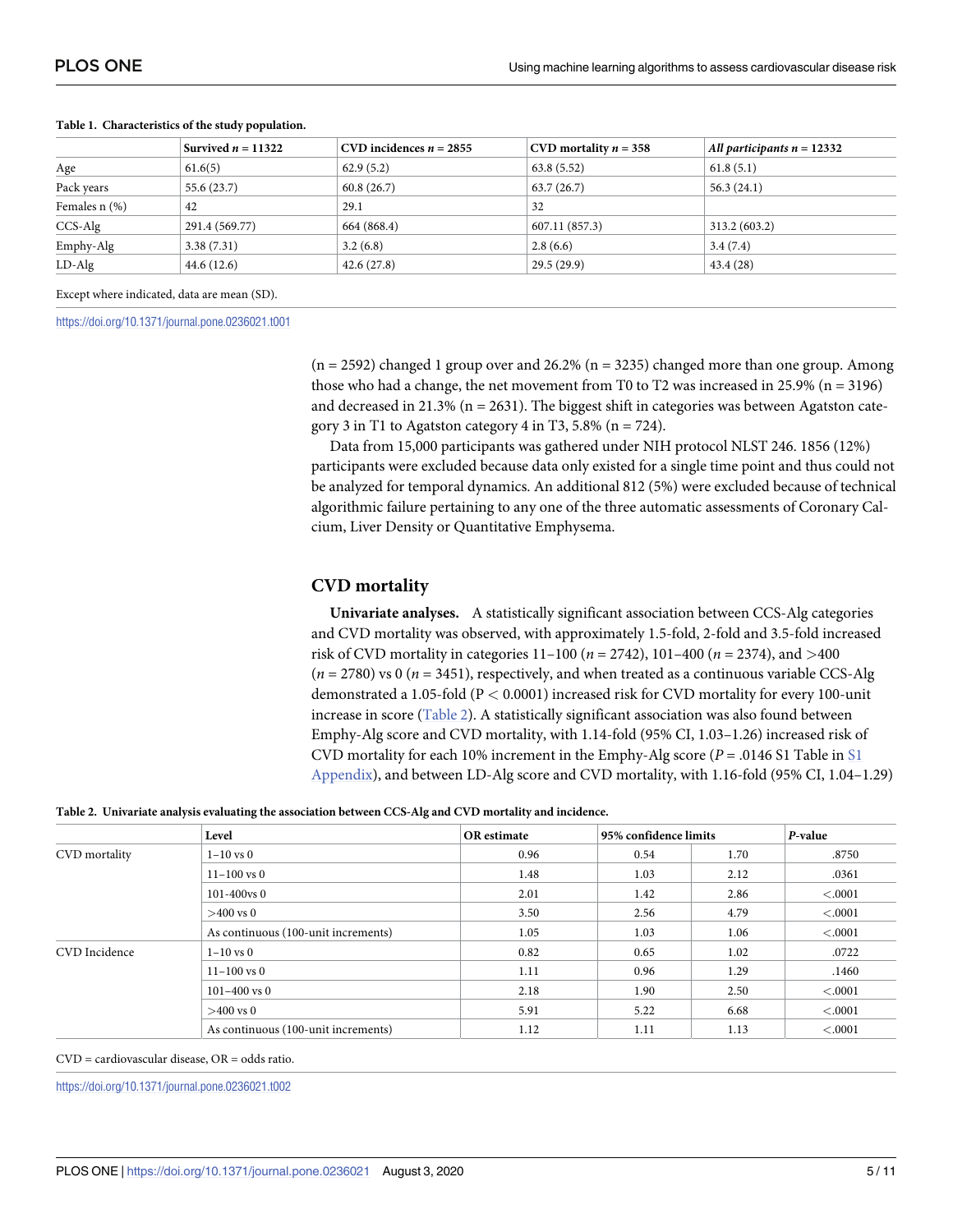**Table 1. Characteristics of the study population.**

| | Survived *n* = 11322 | CVD incidences *n* = 2855 | CVD mortality *n* = 358 | *All participants n* = 12332 |
|---|---|---|---|---|
| Age | 61.6(5) | 62.9 (5.2) | 63.8 (5.52) | 61.8 (5.1) |
| Pack years | 55.6 (23.7) | 60.8 (26.7) | 63.7 (26.7) | 56.3 (24.1) |
| Females n (%) | 42 | 29.1 | 32 | |
| CCS-Alg | 291.4 (569.77) | 664 (868.4) | 607.11 (857.3) | 313.2 (603.2) |
| Emphy-Alg | 3.38 (7.31) | 3.2 (6.8) | 2.8 (6.6) | 3.4 (7.4) |
| LD-Alg | 44.6 (12.6) | 42.6 (27.8) | 29.5 (29.9) | 43.4 (28) |

Except where indicated, data are mean (SD).

https://doi.org/10.1371/journal.pone.0236021.t001

(n = 2592) changed 1 group over and 26.2% (n = 3235) changed more than one group. Among those who had a change, the net movement from T0 to T2 was increased in 25.9% (n = 3196) and decreased in 21.3% (n = 2631). The biggest shift in categories was between Agatston category 3 in T1 to Agatston category 4 in T3, 5.8% (n = 724).

Data from 15,000 participants was gathered under NIH protocol NLST 246. 1856 (12%) participants were excluded because data only existed for a single time point and thus could not be analyzed for temporal dynamics. An additional 812 (5%) were excluded because of technical algorithmic failure pertaining to any one of the three automatic assessments of Coronary Calcium, Liver Density or Quantitative Emphysema.

## CVD mortality

**Univariate analyses.** A statistically significant association between CCS-Alg categories and CVD mortality was observed, with approximately 1.5-fold, 2-fold and 3.5-fold increased risk of CVD mortality in categories 11–100 ($n$ = 2742), 101–400 ($n$ = 2374), and >400 ($n$ = 2780) vs 0 ($n$ = 3451), respectively, and when treated as a continuous variable CCS-Alg demonstrated a 1.05-fold ($P < 0.0001$) increased risk for CVD mortality for every 100-unit increase in score (Table 2). A statistically significant association was also found between Emphy-Alg score and CVD mortality, with 1.14-fold (95% CI, 1.03–1.26) increased risk of CVD mortality for each 10% increment in the Emphy-Alg score ($P$ = .0146 S1 Table in S1 Appendix), and between LD-Alg score and CVD mortality, with 1.16-fold (95% CI, 1.04–1.29)

**Table 2. Univariate analysis evaluating the association between CCS-Alg and CVD mortality and incidence.**

| | Level | OR estimate | 95% confidence limits | | *P*-value |
|---|---|---|---|---|---|
| CVD mortality | 1–10 vs 0 | 0.96 | 0.54 | 1.70 | .8750 |
| | 11–100 vs 0 | 1.48 | 1.03 | 2.12 | .0361 |
| | 101-400vs 0 | 2.01 | 1.42 | 2.86 | <.0001 |
| | >400 vs 0 | 3.50 | 2.56 | 4.79 | <.0001 |
| | As continuous (100-unit increments) | 1.05 | 1.03 | 1.06 | <.0001 |
| CVD Incidence | 1–10 vs 0 | 0.82 | 0.65 | 1.02 | .0722 |
| | 11–100 vs 0 | 1.11 | 0.96 | 1.29 | .1460 |
| | 101–400 vs 0 | 2.18 | 1.90 | 2.50 | <.0001 |
| | >400 vs 0 | 5.91 | 5.22 | 6.68 | <.0001 |
| | As continuous (100-unit increments) | 1.12 | 1.11 | 1.13 | <.0001 |

CVD = cardiovascular disease, OR = odds ratio.

https://doi.org/10.1371/journal.pone.0236021.t002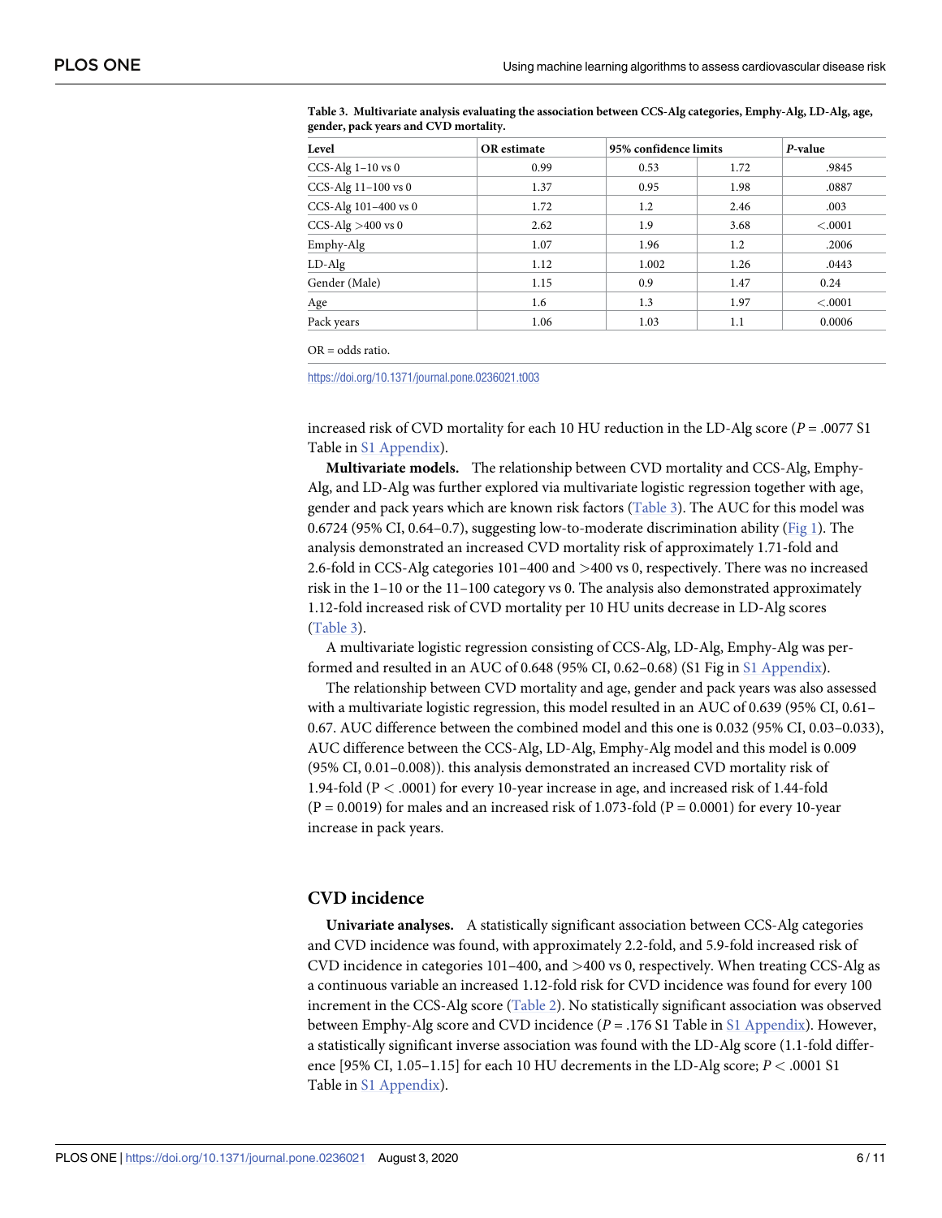**Table 3. Multivariate analysis evaluating the association between CCS-Alg categories, Emphy-Alg, LD-Alg, age, gender, pack years and CVD mortality.**

| Level | OR estimate | 95% confidence limits | | *P*-value |
|---|---|---|---|---|
| CCS-Alg 1–10 vs 0 | 0.99 | 0.53 | 1.72 | .9845 |
| CCS-Alg 11–100 vs 0 | 1.37 | 0.95 | 1.98 | .0887 |
| CCS-Alg 101–400 vs 0 | 1.72 | 1.2 | 2.46 | .003 |
| CCS-Alg >400 vs 0 | 2.62 | 1.9 | 3.68 | <.0001 |
| Emphy-Alg | 1.07 | 1.96 | 1.2 | .2006 |
| LD-Alg | 1.12 | 1.002 | 1.26 | .0443 |
| Gender (Male) | 1.15 | 0.9 | 1.47 | 0.24 |
| Age | 1.6 | 1.3 | 1.97 | <.0001 |
| Pack years | 1.06 | 1.03 | 1.1 | 0.0006 |

OR = odds ratio.

https://doi.org/10.1371/journal.pone.0236021.t003

increased risk of CVD mortality for each 10 HU reduction in the LD-Alg score (*P* = .0077 S1 Table in S1 Appendix).

**Multivariate models.** The relationship between CVD mortality and CCS-Alg, Emphy-Alg, and LD-Alg was further explored via multivariate logistic regression together with age, gender and pack years which are known risk factors (Table 3). The AUC for this model was 0.6724 (95% CI, 0.64–0.7), suggesting low-to-moderate discrimination ability (Fig 1). The analysis demonstrated an increased CVD mortality risk of approximately 1.71-fold and 2.6-fold in CCS-Alg categories 101–400 and >400 vs 0, respectively. There was no increased risk in the 1–10 or the 11–100 category vs 0. The analysis also demonstrated approximately 1.12-fold increased risk of CVD mortality per 10 HU units decrease in LD-Alg scores (Table 3).

A multivariate logistic regression consisting of CCS-Alg, LD-Alg, Emphy-Alg was performed and resulted in an AUC of 0.648 (95% CI, 0.62–0.68) (S1 Fig in S1 Appendix).

The relationship between CVD mortality and age, gender and pack years was also assessed with a multivariate logistic regression, this model resulted in an AUC of 0.639 (95% CI, 0.61–0.67. AUC difference between the combined model and this one is 0.032 (95% CI, 0.03–0.033), AUC difference between the CCS-Alg, LD-Alg, Emphy-Alg model and this model is 0.009 (95% CI, 0.01–0.008)). this analysis demonstrated an increased CVD mortality risk of 1.94-fold ($P < .0001$) for every 10-year increase in age, and increased risk of 1.44-fold ($P = 0.0019$) for males and an increased risk of 1.073-fold ($P = 0.0001$) for every 10-year increase in pack years.

## CVD incidence

**Univariate analyses.** A statistically significant association between CCS-Alg categories and CVD incidence was found, with approximately 2.2-fold, and 5.9-fold increased risk of CVD incidence in categories 101–400, and >400 vs 0, respectively. When treating CCS-Alg as a continuous variable an increased 1.12-fold risk for CVD incidence was found for every 100 increment in the CCS-Alg score (Table 2). No statistically significant association was observed between Emphy-Alg score and CVD incidence (*P* = .176 S1 Table in S1 Appendix). However, a statistically significant inverse association was found with the LD-Alg score (1.1-fold difference [95% CI, 1.05–1.15] for each 10 HU decrements in the LD-Alg score; $P < .0001$ S1 Table in S1 Appendix).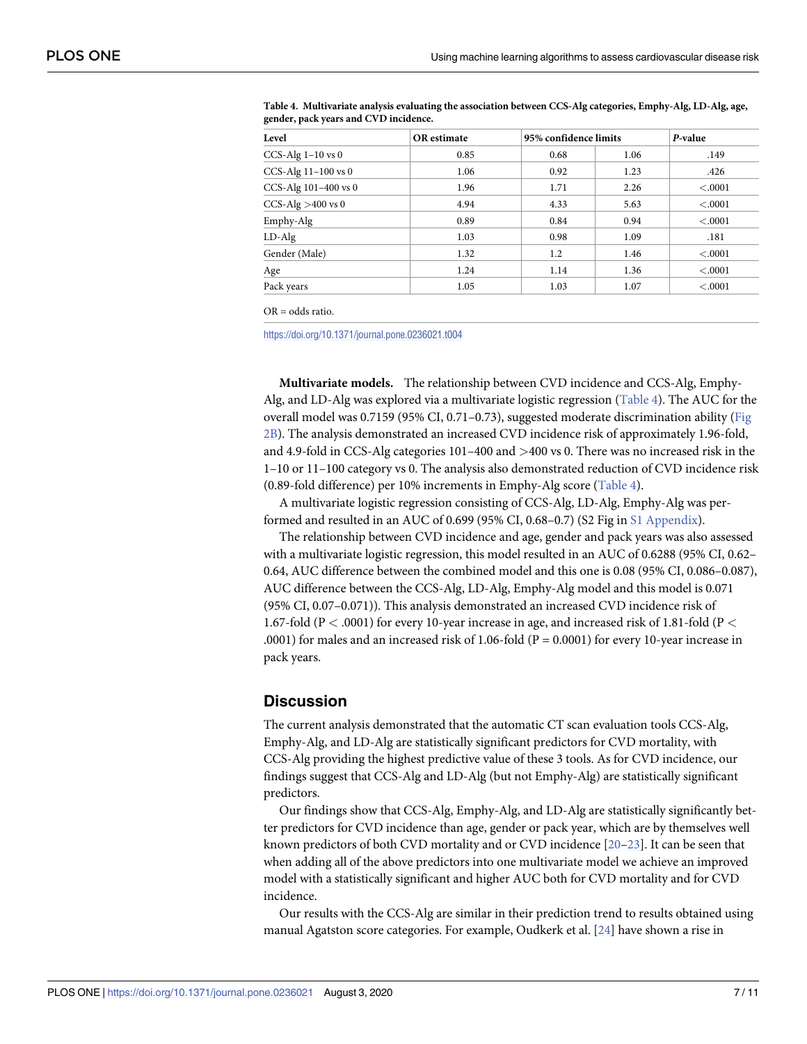**Table 4. Multivariate analysis evaluating the association between CCS-Alg categories, Emphy-Alg, LD-Alg, age, gender, pack years and CVD incidence.**

| Level | OR estimate | 95% confidence limits | | *P*-value |
|---|---|---|---|---|
| CCS-Alg 1–10 vs 0 | 0.85 | 0.68 | 1.06 | .149 |
| CCS-Alg 11–100 vs 0 | 1.06 | 0.92 | 1.23 | .426 |
| CCS-Alg 101–400 vs 0 | 1.96 | 1.71 | 2.26 | <.0001 |
| CCS-Alg >400 vs 0 | 4.94 | 4.33 | 5.63 | <.0001 |
| Emphy-Alg | 0.89 | 0.84 | 0.94 | <.0001 |
| LD-Alg | 1.03 | 0.98 | 1.09 | .181 |
| Gender (Male) | 1.32 | 1.2 | 1.46 | <.0001 |
| Age | 1.24 | 1.14 | 1.36 | <.0001 |
| Pack years | 1.05 | 1.03 | 1.07 | <.0001 |

OR = odds ratio.

https://doi.org/10.1371/journal.pone.0236021.t004

**Multivariate models.** The relationship between CVD incidence and CCS-Alg, Emphy-Alg, and LD-Alg was explored via a multivariate logistic regression (Table 4). The AUC for the overall model was 0.7159 (95% CI, 0.71–0.73), suggested moderate discrimination ability (Fig 2B). The analysis demonstrated an increased CVD incidence risk of approximately 1.96-fold, and 4.9-fold in CCS-Alg categories 101–400 and >400 vs 0. There was no increased risk in the 1–10 or 11–100 category vs 0. The analysis also demonstrated reduction of CVD incidence risk (0.89-fold difference) per 10% increments in Emphy-Alg score (Table 4).

A multivariate logistic regression consisting of CCS-Alg, LD-Alg, Emphy-Alg was performed and resulted in an AUC of 0.699 (95% CI, 0.68–0.7) (S2 Fig in S1 Appendix).

The relationship between CVD incidence and age, gender and pack years was also assessed with a multivariate logistic regression, this model resulted in an AUC of 0.6288 (95% CI, 0.62–0.64, AUC difference between the combined model and this one is 0.08 (95% CI, 0.086–0.087), AUC difference between the CCS-Alg, LD-Alg, Emphy-Alg model and this model is 0.071 (95% CI, 0.07–0.071)). This analysis demonstrated an increased CVD incidence risk of 1.67-fold ($P < .0001$) for every 10-year increase in age, and increased risk of 1.81-fold ($P < .0001$) for males and an increased risk of 1.06-fold ($P = 0.0001$) for every 10-year increase in pack years.

## Discussion

The current analysis demonstrated that the automatic CT scan evaluation tools CCS-Alg, Emphy-Alg, and LD-Alg are statistically significant predictors for CVD mortality, with CCS-Alg providing the highest predictive value of these 3 tools. As for CVD incidence, our findings suggest that CCS-Alg and LD-Alg (but not Emphy-Alg) are statistically significant predictors.

Our findings show that CCS-Alg, Emphy-Alg, and LD-Alg are statistically significantly better predictors for CVD incidence than age, gender or pack year, which are by themselves well known predictors of both CVD mortality and or CVD incidence [20–23]. It can be seen that when adding all of the above predictors into one multivariate model we achieve an improved model with a statistically significant and higher AUC both for CVD mortality and for CVD incidence.

Our results with the CCS-Alg are similar in their prediction trend to results obtained using manual Agatston score categories. For example, Oudkerk et al. [24] have shown a rise in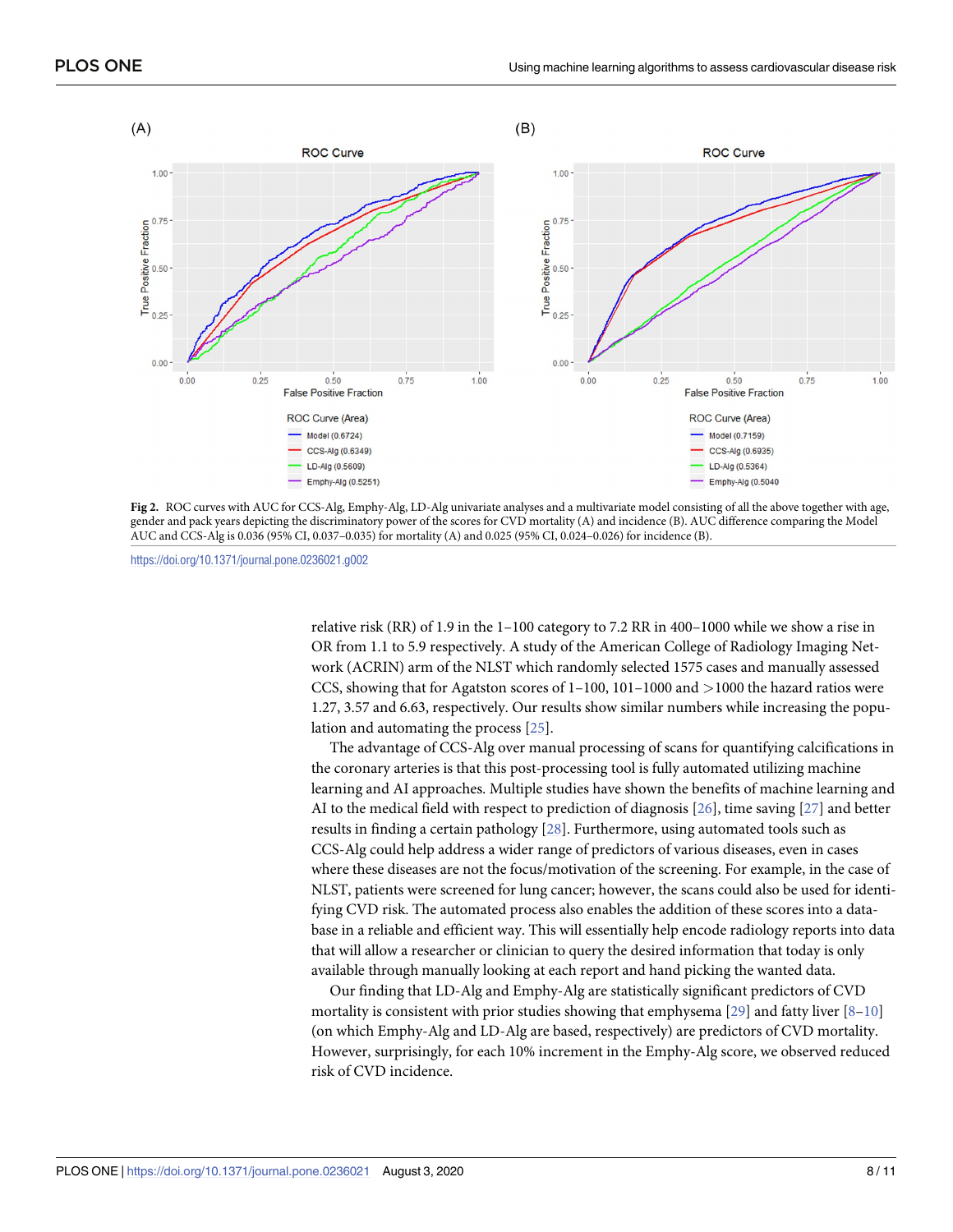Fig 2. ROC curves with AUC for CCS-Alg, Emphy-Alg, LD-Alg univariate analyses and a multivariate model consisting of all the above together with age, gender and pack years depicting the discriminatory power of the scores for CVD mortality (A) and incidence (B). AUC difference comparing the Model AUC and CCS-Alg is 0.036 (95% CI, 0.037–0.035) for mortality (A) and 0.025 (95% CI, 0.024–0.026) for incidence (B).

https://doi.org/10.1371/journal.pone.0236021.g002

relative risk (RR) of 1.9 in the 1–100 category to 7.2 RR in 400–1000 while we show a rise in OR from 1.1 to 5.9 respectively. A study of the American College of Radiology Imaging Network (ACRIN) arm of the NLST which randomly selected 1575 cases and manually assessed CCS, showing that for Agatston scores of 1–100, 101–1000 and >1000 the hazard ratios were 1.27, 3.57 and 6.63, respectively. Our results show similar numbers while increasing the population and automating the process [25].

The advantage of CCS-Alg over manual processing of scans for quantifying calcifications in the coronary arteries is that this post-processing tool is fully automated utilizing machine learning and AI approaches. Multiple studies have shown the benefits of machine learning and AI to the medical field with respect to prediction of diagnosis [26], time saving [27] and better results in finding a certain pathology [28]. Furthermore, using automated tools such as CCS-Alg could help address a wider range of predictors of various diseases, even in cases where these diseases are not the focus/motivation of the screening. For example, in the case of NLST, patients were screened for lung cancer; however, the scans could also be used for identifying CVD risk. The automated process also enables the addition of these scores into a database in a reliable and efficient way. This will essentially help encode radiology reports into data that will allow a researcher or clinician to query the desired information that today is only available through manually looking at each report and hand picking the wanted data.

Our finding that LD-Alg and Emphy-Alg are statistically significant predictors of CVD mortality is consistent with prior studies showing that emphysema [29] and fatty liver [8–10] (on which Emphy-Alg and LD-Alg are based, respectively) are predictors of CVD mortality. However, surprisingly, for each 10% increment in the Emphy-Alg score, we observed reduced risk of CVD incidence.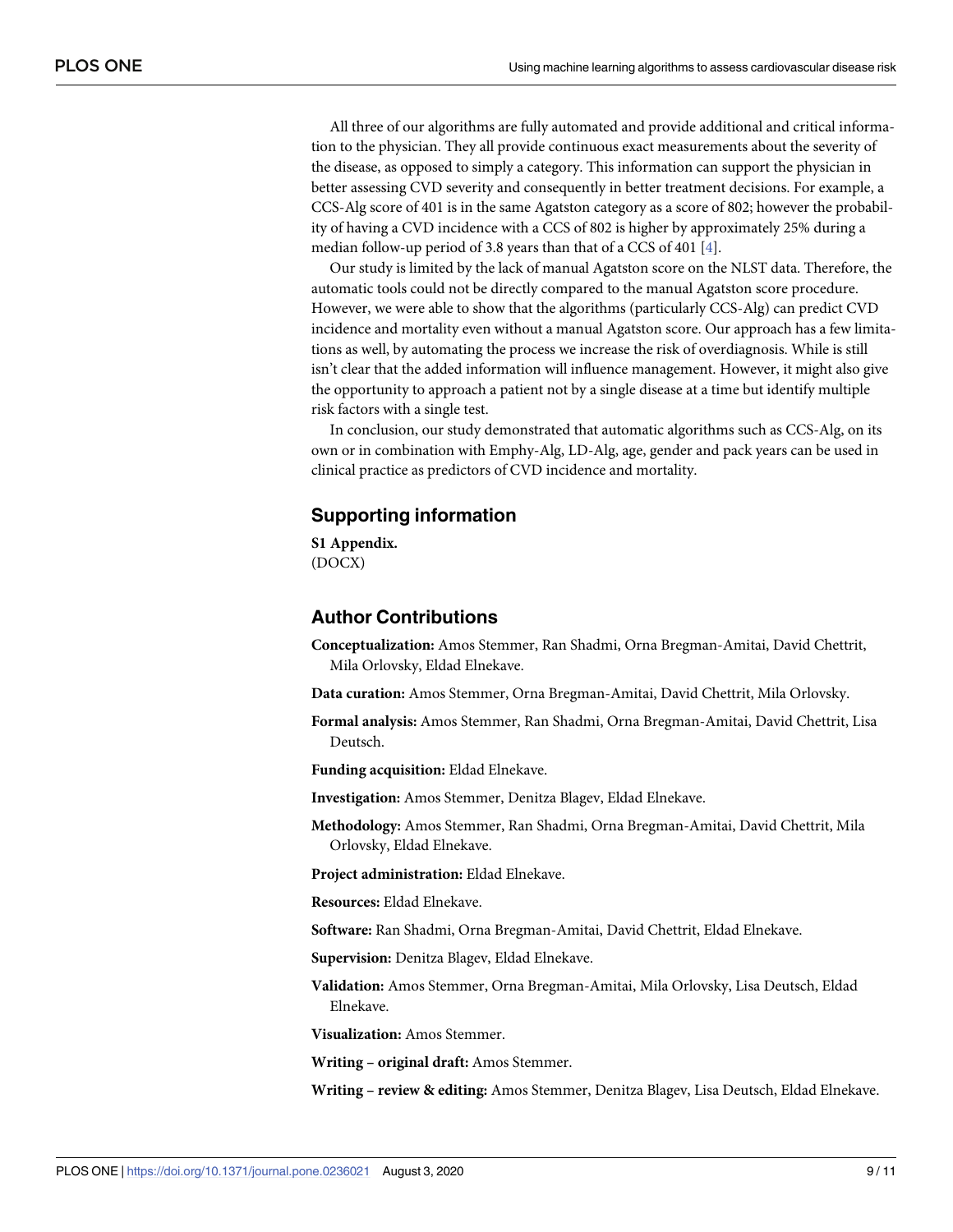All three of our algorithms are fully automated and provide additional and critical information to the physician. They all provide continuous exact measurements about the severity of the disease, as opposed to simply a category. This information can support the physician in better assessing CVD severity and consequently in better treatment decisions. For example, a CCS-Alg score of 401 is in the same Agatston category as a score of 802; however the probability of having a CVD incidence with a CCS of 802 is higher by approximately 25% during a median follow-up period of 3.8 years than that of a CCS of 401 [4].

Our study is limited by the lack of manual Agatston score on the NLST data. Therefore, the automatic tools could not be directly compared to the manual Agatston score procedure. However, we were able to show that the algorithms (particularly CCS-Alg) can predict CVD incidence and mortality even without a manual Agatston score. Our approach has a few limitations as well, by automating the process we increase the risk of overdiagnosis. While is still isn't clear that the added information will influence management. However, it might also give the opportunity to approach a patient not by a single disease at a time but identify multiple risk factors with a single test.

In conclusion, our study demonstrated that automatic algorithms such as CCS-Alg, on its own or in combination with Emphy-Alg, LD-Alg, age, gender and pack years can be used in clinical practice as predictors of CVD incidence and mortality.

## Supporting information

**S1 Appendix.**
(DOCX)

## Author Contributions

**Conceptualization:** Amos Stemmer, Ran Shadmi, Orna Bregman-Amitai, David Chettrit, Mila Orlovsky, Eldad Elnekave.

**Data curation:** Amos Stemmer, Orna Bregman-Amitai, David Chettrit, Mila Orlovsky.

**Formal analysis:** Amos Stemmer, Ran Shadmi, Orna Bregman-Amitai, David Chettrit, Lisa Deutsch.

**Funding acquisition:** Eldad Elnekave.

**Investigation:** Amos Stemmer, Denitza Blagev, Eldad Elnekave.

**Methodology:** Amos Stemmer, Ran Shadmi, Orna Bregman-Amitai, David Chettrit, Mila Orlovsky, Eldad Elnekave.

**Project administration:** Eldad Elnekave.

**Resources:** Eldad Elnekave.

**Software:** Ran Shadmi, Orna Bregman-Amitai, David Chettrit, Eldad Elnekave.

**Supervision:** Denitza Blagev, Eldad Elnekave.

**Validation:** Amos Stemmer, Orna Bregman-Amitai, Mila Orlovsky, Lisa Deutsch, Eldad Elnekave.

**Visualization:** Amos Stemmer.

**Writing – original draft:** Amos Stemmer.

**Writing – review & editing:** Amos Stemmer, Denitza Blagev, Lisa Deutsch, Eldad Elnekave.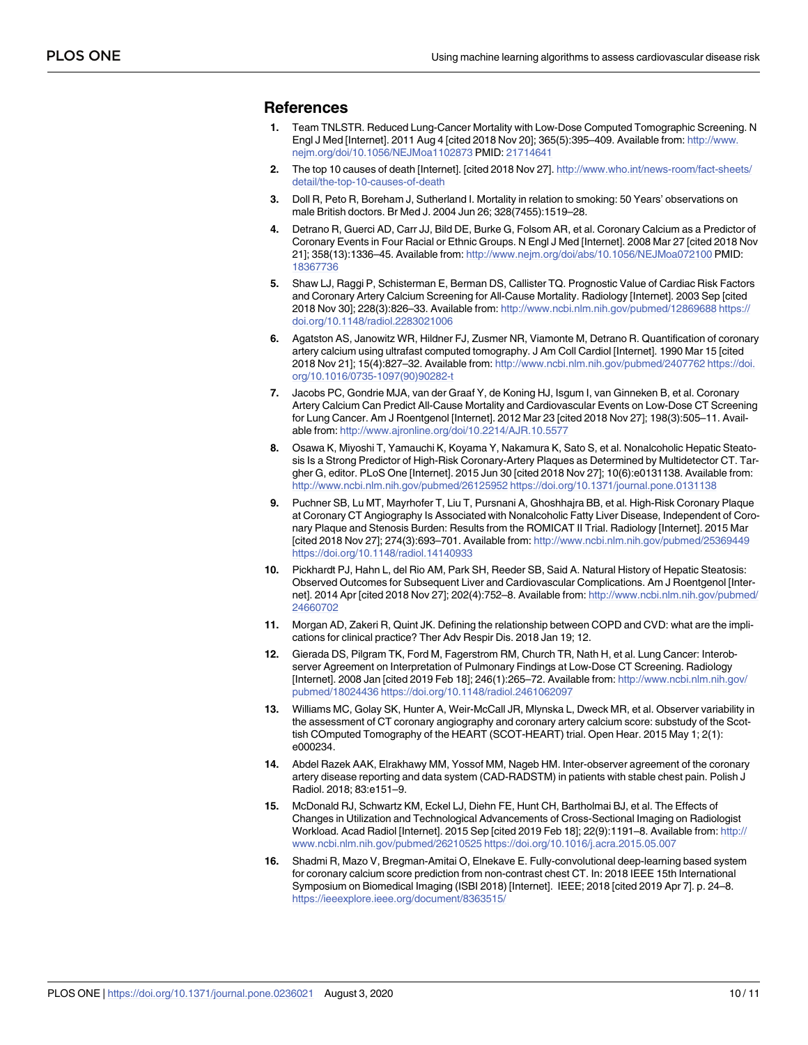## References

1. Team TNLSTR. Reduced Lung-Cancer Mortality with Low-Dose Computed Tomographic Screening. N Engl J Med [Internet]. 2011 Aug 4 [cited 2018 Nov 20]; 365(5):395–409. Available from: http://www.nejm.org/doi/10.1056/NEJMoa1102873 PMID: 21714641
2. The top 10 causes of death [Internet]. [cited 2018 Nov 27]. http://www.who.int/news-room/fact-sheets/detail/the-top-10-causes-of-death
3. Doll R, Peto R, Boreham J, Sutherland I. Mortality in relation to smoking: 50 Years' observations on male British doctors. Br Med J. 2004 Jun 26; 328(7455):1519–28.
4. Detrano R, Guerci AD, Carr JJ, Bild DE, Burke G, Folsom AR, et al. Coronary Calcium as a Predictor of Coronary Events in Four Racial or Ethnic Groups. N Engl J Med [Internet]. 2008 Mar 27 [cited 2018 Nov 21]; 358(13):1336–45. Available from: http://www.nejm.org/doi/abs/10.1056/NEJMoa072100 PMID: 18367736
5. Shaw LJ, Raggi P, Schisterman E, Berman DS, Callister TQ. Prognostic Value of Cardiac Risk Factors and Coronary Artery Calcium Screening for All-Cause Mortality. Radiology [Internet]. 2003 Sep [cited 2018 Nov 30]; 228(3):826–33. Available from: http://www.ncbi.nlm.nih.gov/pubmed/12869688 https://doi.org/10.1148/radiol.2283021006
6. Agatston AS, Janowitz WR, Hildner FJ, Zusmer NR, Viamonte M, Detrano R. Quantification of coronary artery calcium using ultrafast computed tomography. J Am Coll Cardiol [Internet]. 1990 Mar 15 [cited 2018 Nov 21]; 15(4):827–32. Available from: http://www.ncbi.nlm.nih.gov/pubmed/2407762 https://doi.org/10.1016/0735-1097(90)90282-t
7. Jacobs PC, Gondrie MJA, van der Graaf Y, de Koning HJ, Isgum I, van Ginneken B, et al. Coronary Artery Calcium Can Predict All-Cause Mortality and Cardiovascular Events on Low-Dose CT Screening for Lung Cancer. Am J Roentgenol [Internet]. 2012 Mar 23 [cited 2018 Nov 27]; 198(3):505–11. Available from: http://www.ajronline.org/doi/10.2214/AJR.10.5577
8. Osawa K, Miyoshi T, Yamauchi K, Koyama Y, Nakamura K, Sato S, et al. Nonalcoholic Hepatic Steatosis Is a Strong Predictor of High-Risk Coronary-Artery Plaques as Determined by Multidetector CT. Targher G, editor. PLoS One [Internet]. 2015 Jun 30 [cited 2018 Nov 27]; 10(6):e0131138. Available from: http://www.ncbi.nlm.nih.gov/pubmed/26125952 https://doi.org/10.1371/journal.pone.0131138
9. Puchner SB, Lu MT, Mayrhofer T, Liu T, Pursnani A, Ghoshhajra BB, et al. High-Risk Coronary Plaque at Coronary CT Angiography Is Associated with Nonalcoholic Fatty Liver Disease, Independent of Coronary Plaque and Stenosis Burden: Results from the ROMICAT II Trial. Radiology [Internet]. 2015 Mar [cited 2018 Nov 27]; 274(3):693–701. Available from: http://www.ncbi.nlm.nih.gov/pubmed/25369449 https://doi.org/10.1148/radiol.14140933
10. Pickhardt PJ, Hahn L, del Rio AM, Park SH, Reeder SB, Said A. Natural History of Hepatic Steatosis: Observed Outcomes for Subsequent Liver and Cardiovascular Complications. Am J Roentgenol [Internet]. 2014 Apr [cited 2018 Nov 27]; 202(4):752–8. Available from: http://www.ncbi.nlm.nih.gov/pubmed/24660702
11. Morgan AD, Zakeri R, Quint JK. Defining the relationship between COPD and CVD: what are the implications for clinical practice? Ther Adv Respir Dis. 2018 Jan 19; 12.
12. Gierada DS, Pilgram TK, Ford M, Fagerstrom RM, Church TR, Nath H, et al. Lung Cancer: Interobserver Agreement on Interpretation of Pulmonary Findings at Low-Dose CT Screening. Radiology [Internet]. 2008 Jan [cited 2019 Feb 18]; 246(1):265–72. Available from: http://www.ncbi.nlm.nih.gov/pubmed/18024436 https://doi.org/10.1148/radiol.2461062097
13. Williams MC, Golay SK, Hunter A, Weir-McCall JR, Mlynska L, Dweck MR, et al. Observer variability in the assessment of CT coronary angiography and coronary artery calcium score: substudy of the Scottish COmputed Tomography of the HEART (SCOT-HEART) trial. Open Hear. 2015 May 1; 2(1):e000234.
14. Abdel Razek AAK, Elrakhawy MM, Yossof MM, Nageb HM. Inter-observer agreement of the coronary artery disease reporting and data system (CAD-RADSTM) in patients with stable chest pain. Polish J Radiol. 2018; 83:e151–9.
15. McDonald RJ, Schwartz KM, Eckel LJ, Diehn FE, Hunt CH, Bartholmai BJ, et al. The Effects of Changes in Utilization and Technological Advancements of Cross-Sectional Imaging on Radiologist Workload. Acad Radiol [Internet]. 2015 Sep [cited 2019 Feb 18]; 22(9):1191–8. Available from: http://www.ncbi.nlm.nih.gov/pubmed/26210525 https://doi.org/10.1016/j.acra.2015.05.007
16. Shadmi R, Mazo V, Bregman-Amitai O, Elnekave E. Fully-convolutional deep-learning based system for coronary calcium score prediction from non-contrast chest CT. In: 2018 IEEE 15th International Symposium on Biomedical Imaging (ISBI 2018) [Internet]. IEEE; 2018 [cited 2019 Apr 7]. p. 24–8. https://ieeexplore.ieee.org/document/8363515/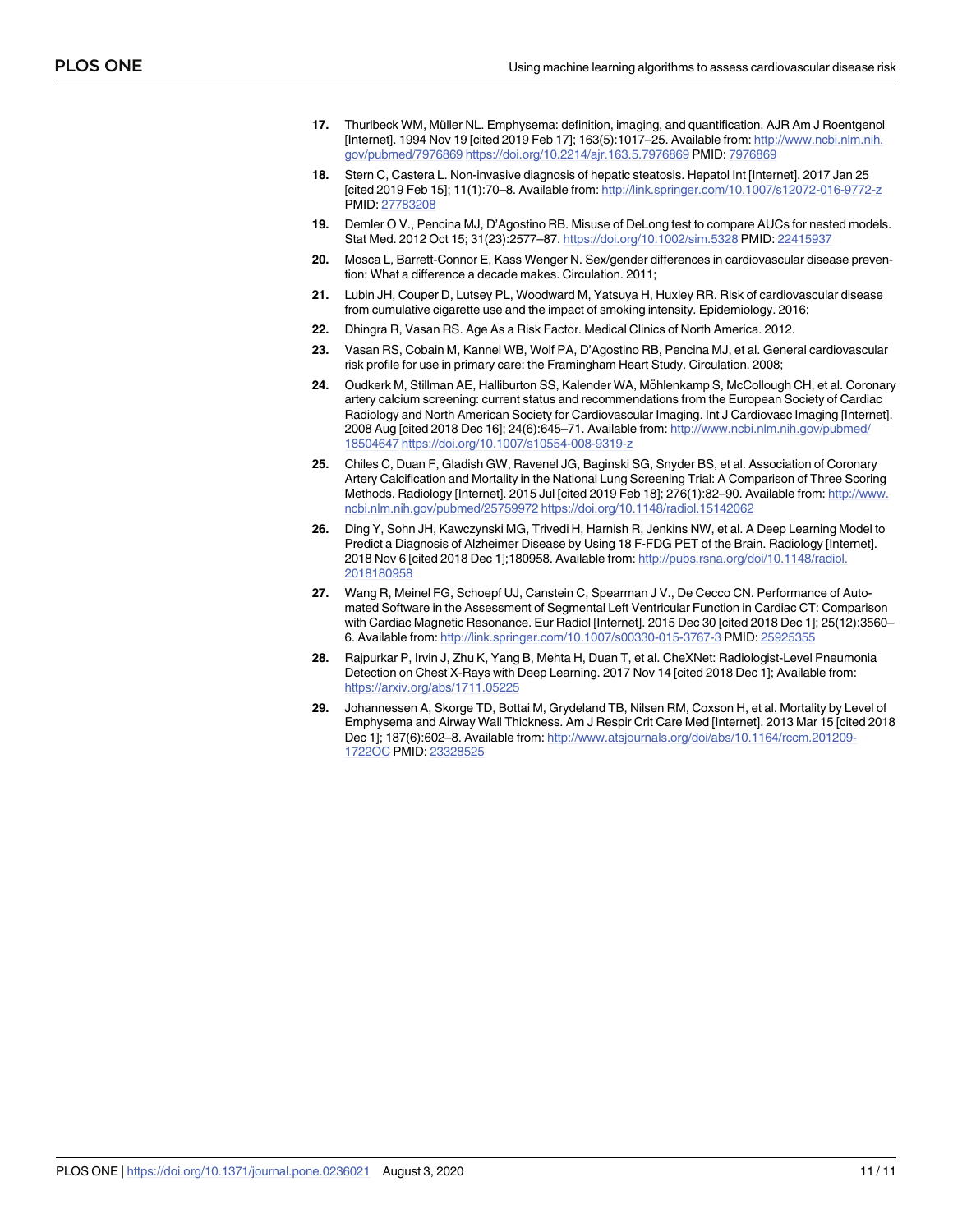17. Thurlbeck WM, Müller NL. Emphysema: definition, imaging, and quantification. AJR Am J Roentgenol [Internet]. 1994 Nov 19 [cited 2019 Feb 17]; 163(5):1017–25. Available from: http://www.ncbi.nlm.nih.gov/pubmed/7976869 https://doi.org/10.2214/ajr.163.5.7976869 PMID: 7976869

18. Stern C, Castera L. Non-invasive diagnosis of hepatic steatosis. Hepatol Int [Internet]. 2017 Jan 25 [cited 2019 Feb 15]; 11(1):70–8. Available from: http://link.springer.com/10.1007/s12072-016-9772-z PMID: 27783208

19. Demler O V., Pencina MJ, D'Agostino RB. Misuse of DeLong test to compare AUCs for nested models. Stat Med. 2012 Oct 15; 31(23):2577–87. https://doi.org/10.1002/sim.5328 PMID: 22415937

20. Mosca L, Barrett-Connor E, Kass Wenger N. Sex/gender differences in cardiovascular disease prevention: What a difference a decade makes. Circulation. 2011;

21. Lubin JH, Couper D, Lutsey PL, Woodward M, Yatsuya H, Huxley RR. Risk of cardiovascular disease from cumulative cigarette use and the impact of smoking intensity. Epidemiology. 2016;

22. Dhingra R, Vasan RS. Age As a Risk Factor. Medical Clinics of North America. 2012.

23. Vasan RS, Cobain M, Kannel WB, Wolf PA, D'Agostino RB, Pencina MJ, et al. General cardiovascular risk profile for use in primary care: the Framingham Heart Study. Circulation. 2008;

24. Oudkerk M, Stillman AE, Halliburton SS, Kalender WA, Möhlenkamp S, McCollough CH, et al. Coronary artery calcium screening: current status and recommendations from the European Society of Cardiac Radiology and North American Society for Cardiovascular Imaging. Int J Cardiovasc Imaging [Internet]. 2008 Aug [cited 2018 Dec 16]; 24(6):645–71. Available from: http://www.ncbi.nlm.nih.gov/pubmed/18504647 https://doi.org/10.1007/s10554-008-9319-z

25. Chiles C, Duan F, Gladish GW, Ravenel JG, Baginski SG, Snyder BS, et al. Association of Coronary Artery Calcification and Mortality in the National Lung Screening Trial: A Comparison of Three Scoring Methods. Radiology [Internet]. 2015 Jul [cited 2019 Feb 18]; 276(1):82–90. Available from: http://www.ncbi.nlm.nih.gov/pubmed/25759972 https://doi.org/10.1148/radiol.15142062

26. Ding Y, Sohn JH, Kawczynski MG, Trivedi H, Harnish R, Jenkins NW, et al. A Deep Learning Model to Predict a Diagnosis of Alzheimer Disease by Using 18 F-FDG PET of the Brain. Radiology [Internet]. 2018 Nov 6 [cited 2018 Dec 1];180958. Available from: http://pubs.rsna.org/doi/10.1148/radiol.2018180958

27. Wang R, Meinel FG, Schoepf UJ, Canstein C, Spearman J V., De Cecco CN. Performance of Automated Software in the Assessment of Segmental Left Ventricular Function in Cardiac CT: Comparison with Cardiac Magnetic Resonance. Eur Radiol [Internet]. 2015 Dec 30 [cited 2018 Dec 1]; 25(12):3560–6. Available from: http://link.springer.com/10.1007/s00330-015-3767-3 PMID: 25925355

28. Rajpurkar P, Irvin J, Zhu K, Yang B, Mehta H, Duan T, et al. CheXNet: Radiologist-Level Pneumonia Detection on Chest X-Rays with Deep Learning. 2017 Nov 14 [cited 2018 Dec 1]; Available from: https://arxiv.org/abs/1711.05225

29. Johannessen A, Skorge TD, Bottai M, Grydeland TB, Nilsen RM, Coxson H, et al. Mortality by Level of Emphysema and Airway Wall Thickness. Am J Respir Crit Care Med [Internet]. 2013 Mar 15 [cited 2018 Dec 1]; 187(6):602–8. Available from: http://www.atsjournals.org/doi/abs/10.1164/rccm.201209-1722OC PMID: 23328525